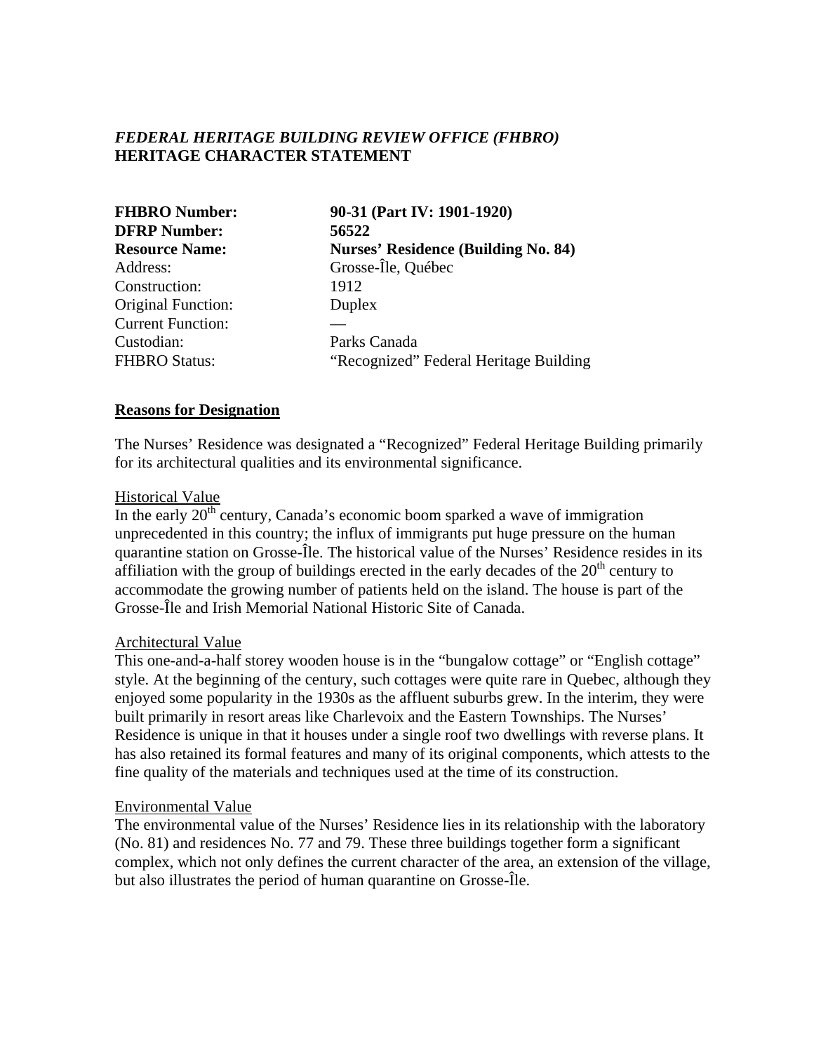***FEDERAL HERITAGE BUILDING REVIEW OFFICE (FHBRO)***
**HERITAGE CHARACTER STATEMENT**

| | |
|---|---|
| **FHBRO Number:** | **90-31 (Part IV: 1901-1920)** |
| **DFRP Number:** | **56522** |
| **Resource Name:** | **Nurses' Residence (Building No. 84)** |
| Address: | Grosse-Île, Québec |
| Construction: | 1912 |
| Original Function: | Duplex |
| Current Function: | — |
| Custodian: | Parks Canada |
| FHBRO Status: | "Recognized" Federal Heritage Building |

**<u>Reasons for Designation</u>**

The Nurses' Residence was designated a "Recognized" Federal Heritage Building primarily for its architectural qualities and its environmental significance.

<u>Historical Value</u>
In the early 20th century, Canada's economic boom sparked a wave of immigration unprecedented in this country; the influx of immigrants put huge pressure on the human quarantine station on Grosse-Île. The historical value of the Nurses' Residence resides in its affiliation with the group of buildings erected in the early decades of the 20th century to accommodate the growing number of patients held on the island. The house is part of the Grosse-Île and Irish Memorial National Historic Site of Canada.

<u>Architectural Value</u>
This one-and-a-half storey wooden house is in the "bungalow cottage" or "English cottage" style. At the beginning of the century, such cottages were quite rare in Quebec, although they enjoyed some popularity in the 1930s as the affluent suburbs grew. In the interim, they were built primarily in resort areas like Charlevoix and the Eastern Townships. The Nurses' Residence is unique in that it houses under a single roof two dwellings with reverse plans. It has also retained its formal features and many of its original components, which attests to the fine quality of the materials and techniques used at the time of its construction.

<u>Environmental Value</u>
The environmental value of the Nurses' Residence lies in its relationship with the laboratory (No. 81) and residences No. 77 and 79. These three buildings together form a significant complex, which not only defines the current character of the area, an extension of the village, but also illustrates the period of human quarantine on Grosse-Île.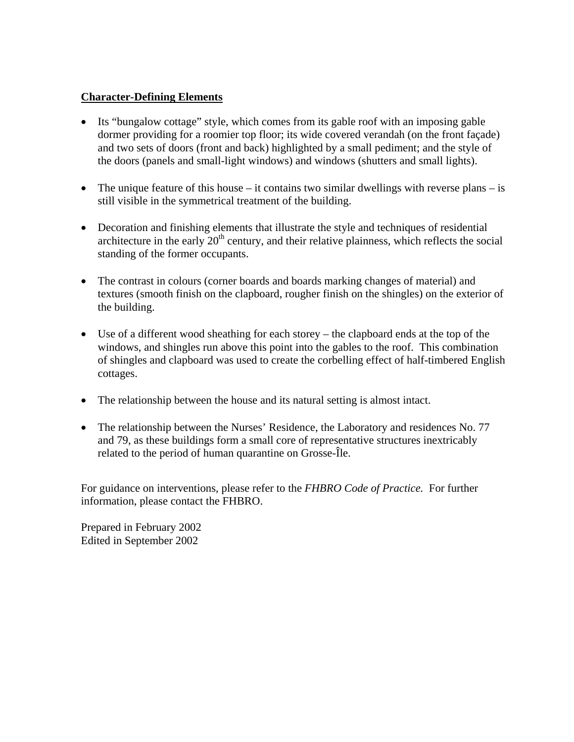**Character-Defining Elements**

- Its "bungalow cottage" style, which comes from its gable roof with an imposing gable dormer providing for a roomier top floor; its wide covered verandah (on the front façade) and two sets of doors (front and back) highlighted by a small pediment; and the style of the doors (panels and small-light windows) and windows (shutters and small lights).

- The unique feature of this house – it contains two similar dwellings with reverse plans – is still visible in the symmetrical treatment of the building.

- Decoration and finishing elements that illustrate the style and techniques of residential architecture in the early 20th century, and their relative plainness, which reflects the social standing of the former occupants.

- The contrast in colours (corner boards and boards marking changes of material) and textures (smooth finish on the clapboard, rougher finish on the shingles) on the exterior of the building.

- Use of a different wood sheathing for each storey – the clapboard ends at the top of the windows, and shingles run above this point into the gables to the roof. This combination of shingles and clapboard was used to create the corbelling effect of half-timbered English cottages.

- The relationship between the house and its natural setting is almost intact.

- The relationship between the Nurses' Residence, the Laboratory and residences No. 77 and 79, as these buildings form a small core of representative structures inextricably related to the period of human quarantine on Grosse-Île.

For guidance on interventions, please refer to the *FHBRO Code of Practice.* For further information, please contact the FHBRO.

Prepared in February 2002
Edited in September 2002